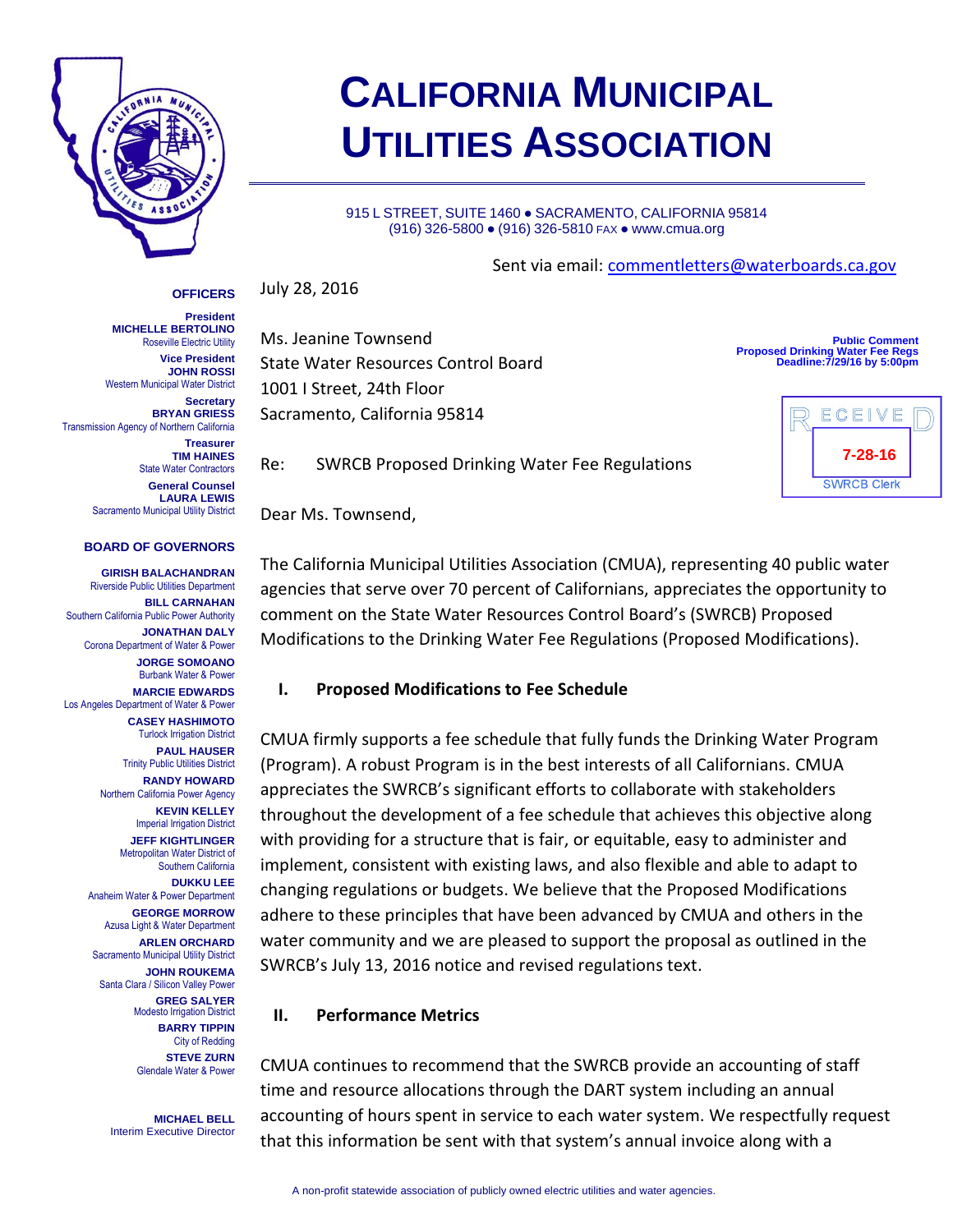# CALIFORNIA MUNICIPAL UTILITIES ASSOCIATION

915 L STREET, SUITE 1460 ● SACRAMENTO, CALIFORNIA 95814
(916) 326-5800 ● (916) 326-5810 FAX ● www.cmua.org

**OFFICERS**

**President**
**MICHELLE BERTOLINO**
Roseville Electric Utility

**Vice President**
**JOHN ROSSI**
Western Municipal Water District

**Secretary**
**BRYAN GRIESS**
Transmission Agency of Northern California

**Treasurer**
**TIM HAINES**
State Water Contractors

**General Counsel**
**LAURA LEWIS**
Sacramento Municipal Utility District

**BOARD OF GOVERNORS**

**GIRISH BALACHANDRAN**
Riverside Public Utilities Department

**BILL CARNAHAN**
Southern California Public Power Authority

**JONATHAN DALY**
Corona Department of Water & Power

**JORGE SOMOANO**
Burbank Water & Power

**MARCIE EDWARDS**
Los Angeles Department of Water & Power

**CASEY HASHIMOTO**
Turlock Irrigation District

**PAUL HAUSER**
Trinity Public Utilities District

**RANDY HOWARD**
Northern California Power Agency

**KEVIN KELLEY**
Imperial Irrigation District

**JEFF KIGHTLINGER**
Metropolitan Water District of Southern California

**DUKKU LEE**
Anaheim Water & Power Department

**GEORGE MORROW**
Azusa Light & Water Department

**ARLEN ORCHARD**
Sacramento Municipal Utility District

**JOHN ROUKEMA**
Santa Clara / Silicon Valley Power

**GREG SALYER**
Modesto Irrigation District

**BARRY TIPPIN**
City of Redding

**STEVE ZURN**
Glendale Water & Power

**MICHAEL BELL**
Interim Executive Director

Sent via email: commentletters@waterboards.ca.gov

July 28, 2016

**Public Comment**
**Proposed Drinking Water Fee Regs**
**Deadline:7/29/16 by 5:00pm**

RECEIVED
7-28-16
SWRCB Clerk

Ms. Jeanine Townsend
State Water Resources Control Board
1001 I Street, 24th Floor
Sacramento, California 95814

Re: SWRCB Proposed Drinking Water Fee Regulations

Dear Ms. Townsend,

The California Municipal Utilities Association (CMUA), representing 40 public water agencies that serve over 70 percent of Californians, appreciates the opportunity to comment on the State Water Resources Control Board's (SWRCB) Proposed Modifications to the Drinking Water Fee Regulations (Proposed Modifications).

## I. Proposed Modifications to Fee Schedule

CMUA firmly supports a fee schedule that fully funds the Drinking Water Program (Program). A robust Program is in the best interests of all Californians. CMUA appreciates the SWRCB's significant efforts to collaborate with stakeholders throughout the development of a fee schedule that achieves this objective along with providing for a structure that is fair, or equitable, easy to administer and implement, consistent with existing laws, and also flexible and able to adapt to changing regulations or budgets. We believe that the Proposed Modifications adhere to these principles that have been advanced by CMUA and others in the water community and we are pleased to support the proposal as outlined in the SWRCB's July 13, 2016 notice and revised regulations text.

## II. Performance Metrics

CMUA continues to recommend that the SWRCB provide an accounting of staff time and resource allocations through the DART system including an annual accounting of hours spent in service to each water system. We respectfully request that this information be sent with that system's annual invoice along with a

A non-profit statewide association of publicly owned electric utilities and water agencies.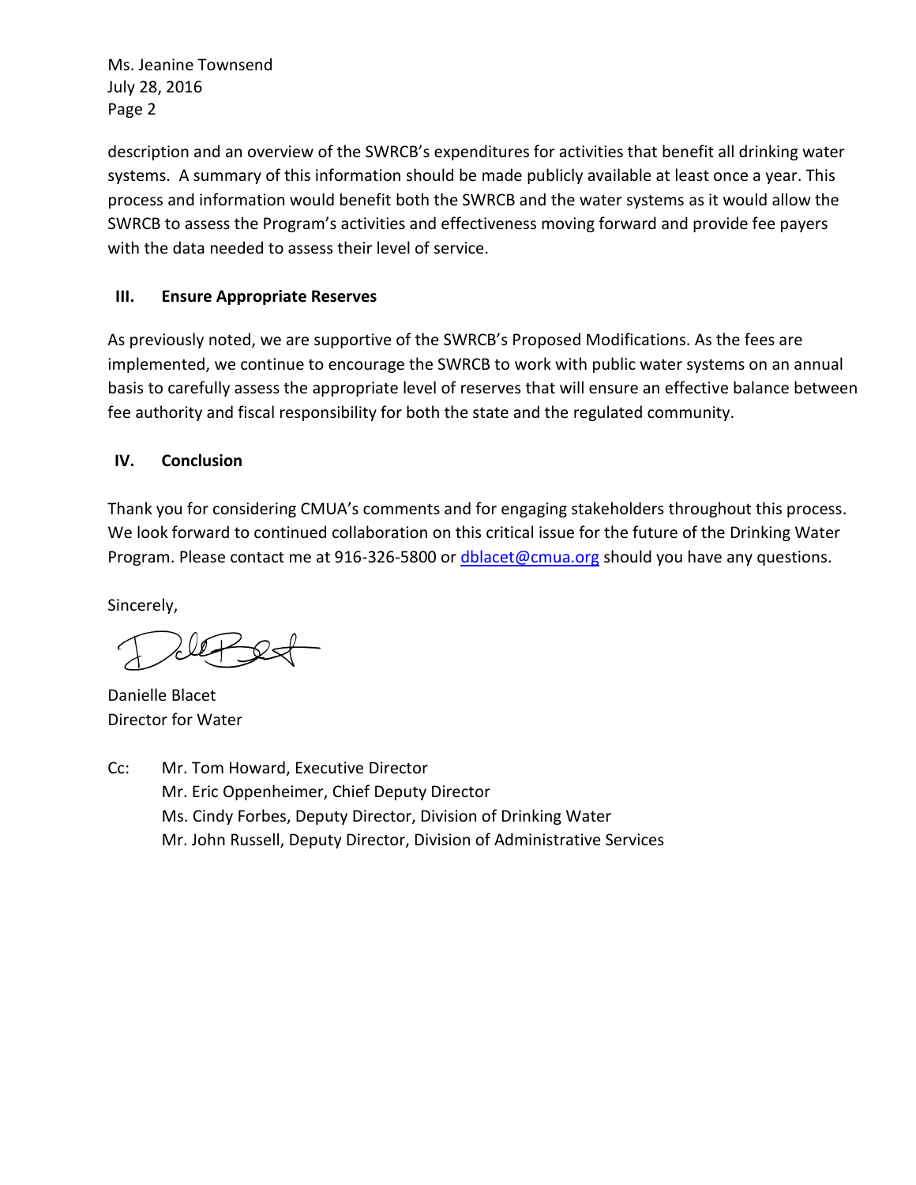description and an overview of the SWRCB's expenditures for activities that benefit all drinking water systems. A summary of this information should be made publicly available at least once a year. This process and information would benefit both the SWRCB and the water systems as it would allow the SWRCB to assess the Program's activities and effectiveness moving forward and provide fee payers with the data needed to assess their level of service.

## III. Ensure Appropriate Reserves

As previously noted, we are supportive of the SWRCB's Proposed Modifications. As the fees are implemented, we continue to encourage the SWRCB to work with public water systems on an annual basis to carefully assess the appropriate level of reserves that will ensure an effective balance between fee authority and fiscal responsibility for both the state and the regulated community.

## IV. Conclusion

Thank you for considering CMUA's comments and for engaging stakeholders throughout this process. We look forward to continued collaboration on this critical issue for the future of the Drinking Water Program. Please contact me at 916-326-5800 or dblacet@cmua.org should you have any questions.

Sincerely,

Danielle Blacet
Director for Water

Cc: Mr. Tom Howard, Executive Director
Mr. Eric Oppenheimer, Chief Deputy Director
Ms. Cindy Forbes, Deputy Director, Division of Drinking Water
Mr. John Russell, Deputy Director, Division of Administrative Services